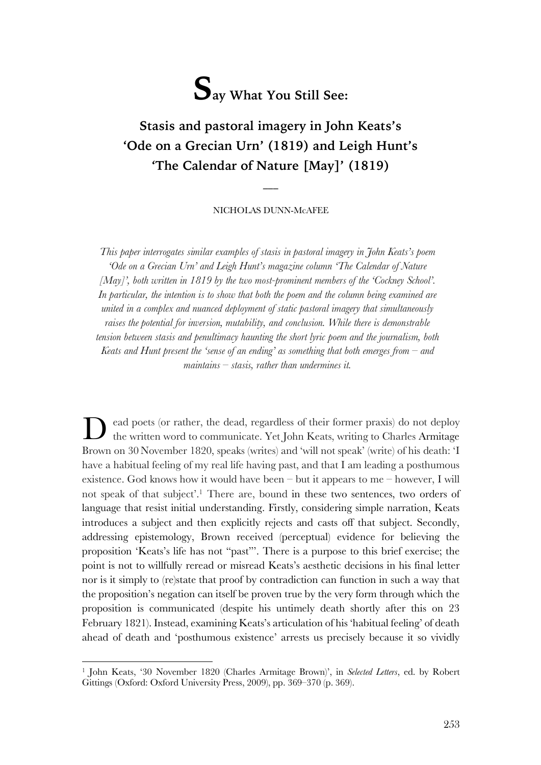# Say What You Still See:

## Stasis and pastoral imagery in John Keats's 'Ode on a Grecian Urn' (1819) and Leigh Hunt's 'The Calendar of Nature [May]' (1819)

—

NICHOLAS DUNN-McAFEE

*This paper interrogates similar examples of stasis in pastoral imagery in John Keats's poem 'Ode on a Grecian Urn' and Leigh Hunt's magazine column 'The Calendar of Nature [May]', both written in 1819 by the two most-prominent members of the 'Cockney School'. In particular, the intention is to show that both the poem and the column being examined are united in a complex and nuanced deployment of static pastoral imagery that simultaneously raises the potential for inversion, mutability, and conclusion. While there is demonstrable tension between stasis and penultimacy haunting the short lyric poem and the journalism, both Keats and Hunt present the 'sense of an ending' as something that both emerges from – and maintains – stasis, rather than undermines it.*

Dead poets (or rather, the dead, regardless of their former praxis) do not deploy the written word to communicate. Yet John Keats, writing to Charles Armitage Brown on 30 November 1820, speaks (writes) and 'will not speak' (write) of his death: 'I have a habitual feeling of my real life having past, and that I am leading a posthumous existence. God knows how it would have been – but it appears to me – however, I will not speak of that subject'.[1] There are, bound in these two sentences, two orders of language that resist initial understanding. Firstly, considering simple narration, Keats introduces a subject and then explicitly rejects and casts off that subject. Secondly, addressing epistemology, Brown received (perceptual) evidence for believing the proposition 'Keats's life has not "past"'. There is a purpose to this brief exercise; the point is not to willfully reread or misread Keats's aesthetic decisions in his final letter nor is it simply to (re)state that proof by contradiction can function in such a way that the proposition's negation can itself be proven true by the very form through which the proposition is communicated (despite his untimely death shortly after this on 23 February 1821). Instead, examining Keats's articulation of his 'habitual feeling' of death ahead of death and 'posthumous existence' arrests us precisely because it so vividly

[1] John Keats, '30 November 1820 (Charles Armitage Brown)', in *Selected Letters*, ed. by Robert Gittings (Oxford: Oxford University Press, 2009), pp. 369–370 (p. 369).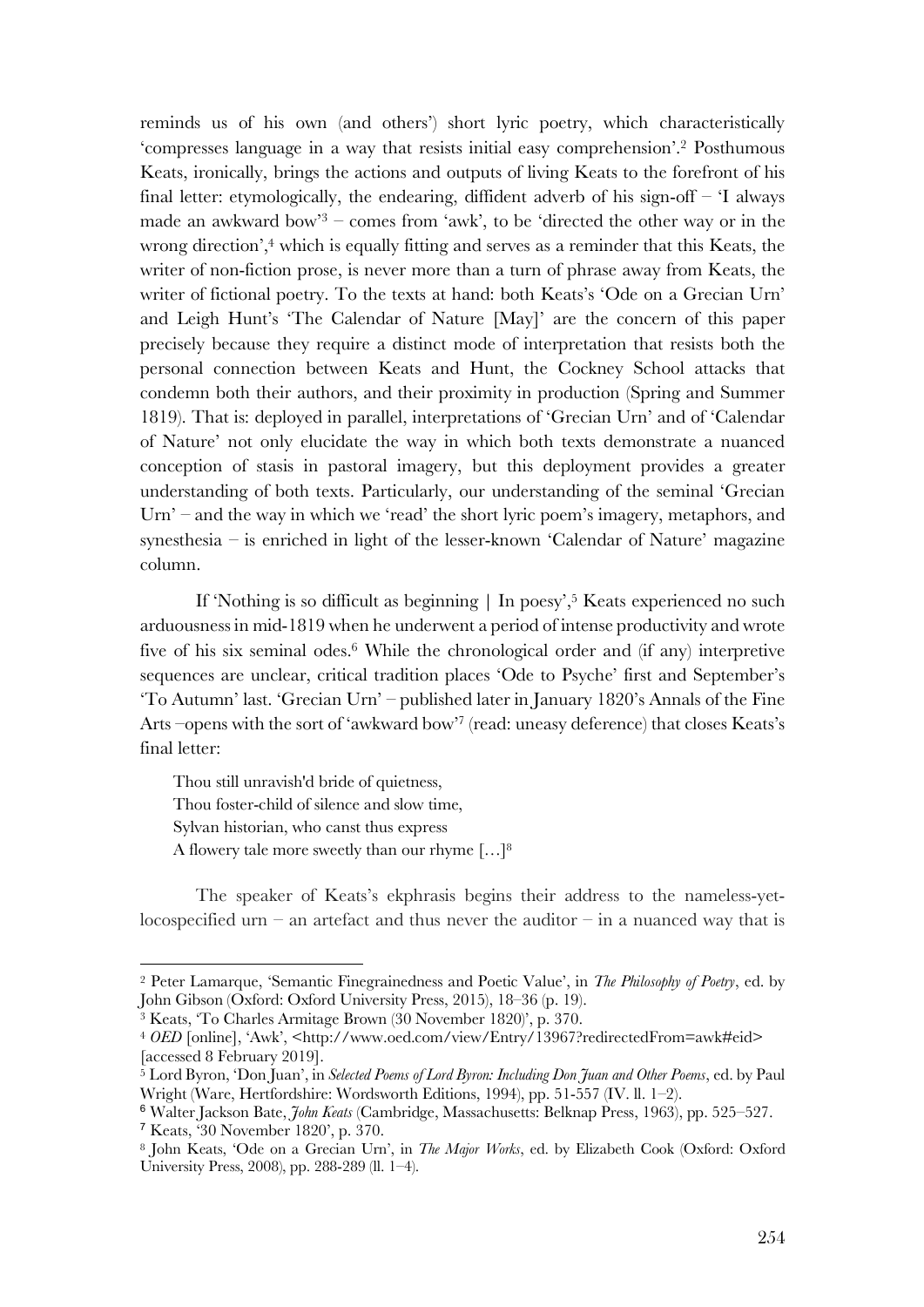reminds us of his own (and others') short lyric poetry, which characteristically 'compresses language in a way that resists initial easy comprehension'.[2] Posthumous Keats, ironically, brings the actions and outputs of living Keats to the forefront of his final letter: etymologically, the endearing, diffident adverb of his sign-off – 'I always made an awkward bow'[3] – comes from 'awk', to be 'directed the other way or in the wrong direction',[4] which is equally fitting and serves as a reminder that this Keats, the writer of non-fiction prose, is never more than a turn of phrase away from Keats, the writer of fictional poetry. To the texts at hand: both Keats's 'Ode on a Grecian Urn' and Leigh Hunt's 'The Calendar of Nature [May]' are the concern of this paper precisely because they require a distinct mode of interpretation that resists both the personal connection between Keats and Hunt, the Cockney School attacks that condemn both their authors, and their proximity in production (Spring and Summer 1819). That is: deployed in parallel, interpretations of 'Grecian Urn' and of 'Calendar of Nature' not only elucidate the way in which both texts demonstrate a nuanced conception of stasis in pastoral imagery, but this deployment provides a greater understanding of both texts. Particularly, our understanding of the seminal 'Grecian Urn' – and the way in which we 'read' the short lyric poem's imagery, metaphors, and synesthesia – is enriched in light of the lesser-known 'Calendar of Nature' magazine column.

If 'Nothing is so difficult as beginning | In poesy',[5] Keats experienced no such arduousness in mid-1819 when he underwent a period of intense productivity and wrote five of his six seminal odes.[6] While the chronological order and (if any) interpretive sequences are unclear, critical tradition places 'Ode to Psyche' first and September's 'To Autumn' last. 'Grecian Urn' – published later in January 1820's Annals of the Fine Arts –opens with the sort of 'awkward bow'[7] (read: uneasy deference) that closes Keats's final letter:

> Thou still unravish'd bride of quietness,
> Thou foster-child of silence and slow time,
> Sylvan historian, who canst thus express
> A flowery tale more sweetly than our rhyme […][8]

The speaker of Keats's ekphrasis begins their address to the nameless-yet-locospecified urn – an artefact and thus never the auditor – in a nuanced way that is

---

[2] Peter Lamarque, 'Semantic Finegrainedness and Poetic Value', in *The Philosophy of Poetry*, ed. by John Gibson (Oxford: Oxford University Press, 2015), 18–36 (p. 19).

[3] Keats, 'To Charles Armitage Brown (30 November 1820)', p. 370.

[4] *OED* [online], 'Awk', <http://www.oed.com/view/Entry/13967?redirectedFrom=awk#eid> [accessed 8 February 2019].

[5] Lord Byron, 'Don Juan', in *Selected Poems of Lord Byron: Including Don Juan and Other Poems*, ed. by Paul Wright (Ware, Hertfordshire: Wordsworth Editions, 1994), pp. 51-557 (IV. ll. 1–2).

[6] Walter Jackson Bate, *John Keats* (Cambridge, Massachusetts: Belknap Press, 1963), pp. 525–527.

[7] Keats, '30 November 1820', p. 370.

[8] John Keats, 'Ode on a Grecian Urn', in *The Major Works*, ed. by Elizabeth Cook (Oxford: Oxford University Press, 2008), pp. 288-289 (ll. 1–4).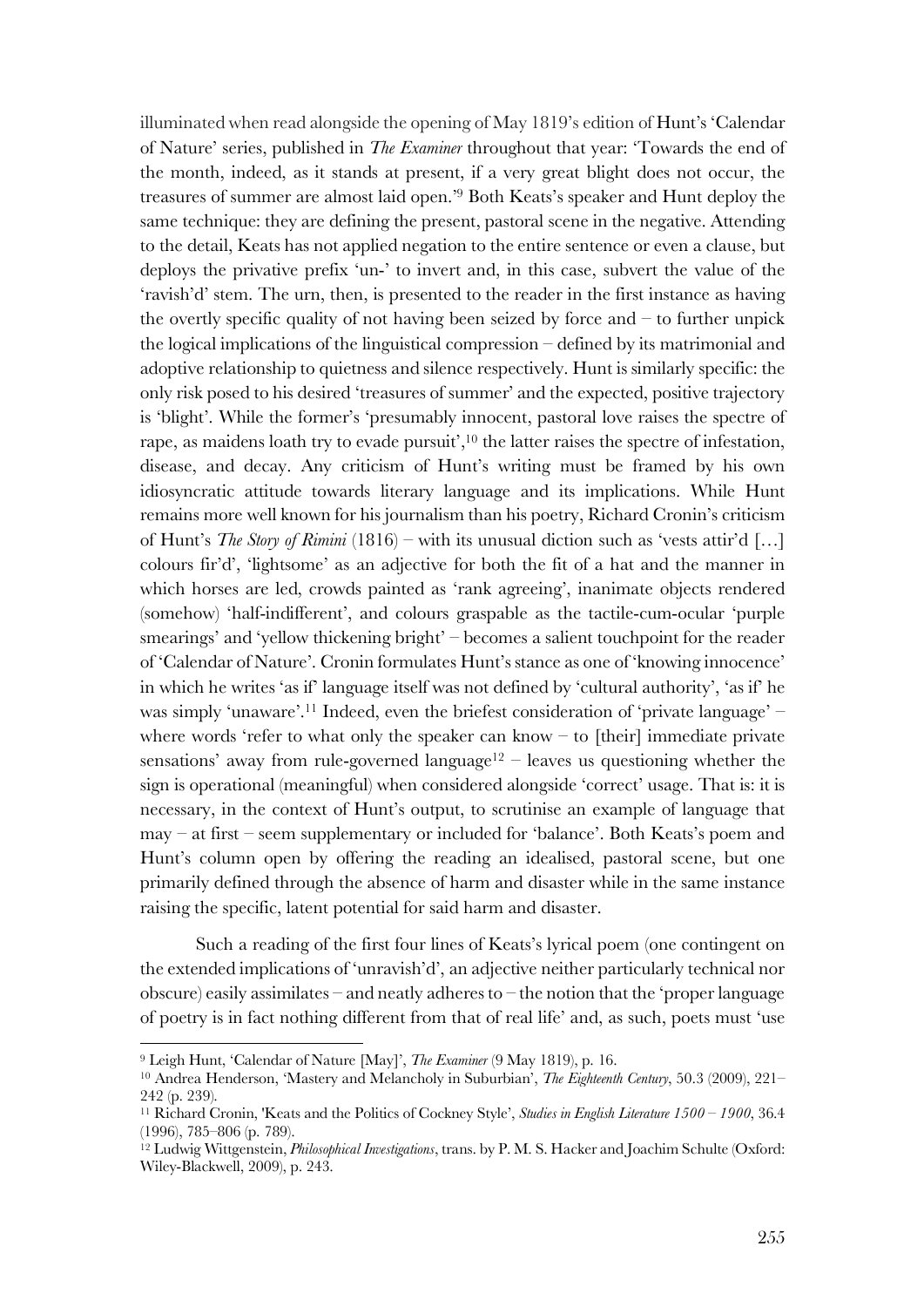illuminated when read alongside the opening of May 1819's edition of Hunt's 'Calendar of Nature' series, published in *The Examiner* throughout that year: 'Towards the end of the month, indeed, as it stands at present, if a very great blight does not occur, the treasures of summer are almost laid open.'[9] Both Keats's speaker and Hunt deploy the same technique: they are defining the present, pastoral scene in the negative. Attending to the detail, Keats has not applied negation to the entire sentence or even a clause, but deploys the privative prefix 'un-' to invert and, in this case, subvert the value of the 'ravish'd' stem. The urn, then, is presented to the reader in the first instance as having the overtly specific quality of not having been seized by force and – to further unpick the logical implications of the linguistical compression – defined by its matrimonial and adoptive relationship to quietness and silence respectively. Hunt is similarly specific: the only risk posed to his desired 'treasures of summer' and the expected, positive trajectory is 'blight'. While the former's 'presumably innocent, pastoral love raises the spectre of rape, as maidens loath try to evade pursuit',[10] the latter raises the spectre of infestation, disease, and decay. Any criticism of Hunt's writing must be framed by his own idiosyncratic attitude towards literary language and its implications. While Hunt remains more well known for his journalism than his poetry, Richard Cronin's criticism of Hunt's *The Story of Rimini* (1816) – with its unusual diction such as 'vests attir'd […] colours fir'd', 'lightsome' as an adjective for both the fit of a hat and the manner in which horses are led, crowds painted as 'rank agreeing', inanimate objects rendered (somehow) 'half-indifferent', and colours graspable as the tactile-cum-ocular 'purple smearings' and 'yellow thickening bright' – becomes a salient touchpoint for the reader of 'Calendar of Nature'. Cronin formulates Hunt's stance as one of 'knowing innocence' in which he writes 'as if' language itself was not defined by 'cultural authority', 'as if' he was simply 'unaware'.[11] Indeed, even the briefest consideration of 'private language' – where words 'refer to what only the speaker can know – to [their] immediate private sensations' away from rule-governed language[12] – leaves us questioning whether the sign is operational (meaningful) when considered alongside 'correct' usage. That is: it is necessary, in the context of Hunt's output, to scrutinise an example of language that may – at first – seem supplementary or included for 'balance'. Both Keats's poem and Hunt's column open by offering the reading an idealised, pastoral scene, but one primarily defined through the absence of harm and disaster while in the same instance raising the specific, latent potential for said harm and disaster.

Such a reading of the first four lines of Keats's lyrical poem (one contingent on the extended implications of 'unravish'd', an adjective neither particularly technical nor obscure) easily assimilates – and neatly adheres to – the notion that the 'proper language of poetry is in fact nothing different from that of real life' and, as such, poets must 'use

---

[9] Leigh Hunt, 'Calendar of Nature [May]', *The Examiner* (9 May 1819), p. 16.

[10] Andrea Henderson, 'Mastery and Melancholy in Suburbian', *The Eighteenth Century*, 50.3 (2009), 221–242 (p. 239).

[11] Richard Cronin, 'Keats and the Politics of Cockney Style', *Studies in English Literature 1500 – 1900*, 36.4 (1996), 785–806 (p. 789).

[12] Ludwig Wittgenstein, *Philosophical Investigations*, trans. by P. M. S. Hacker and Joachim Schulte (Oxford: Wiley-Blackwell, 2009), p. 243.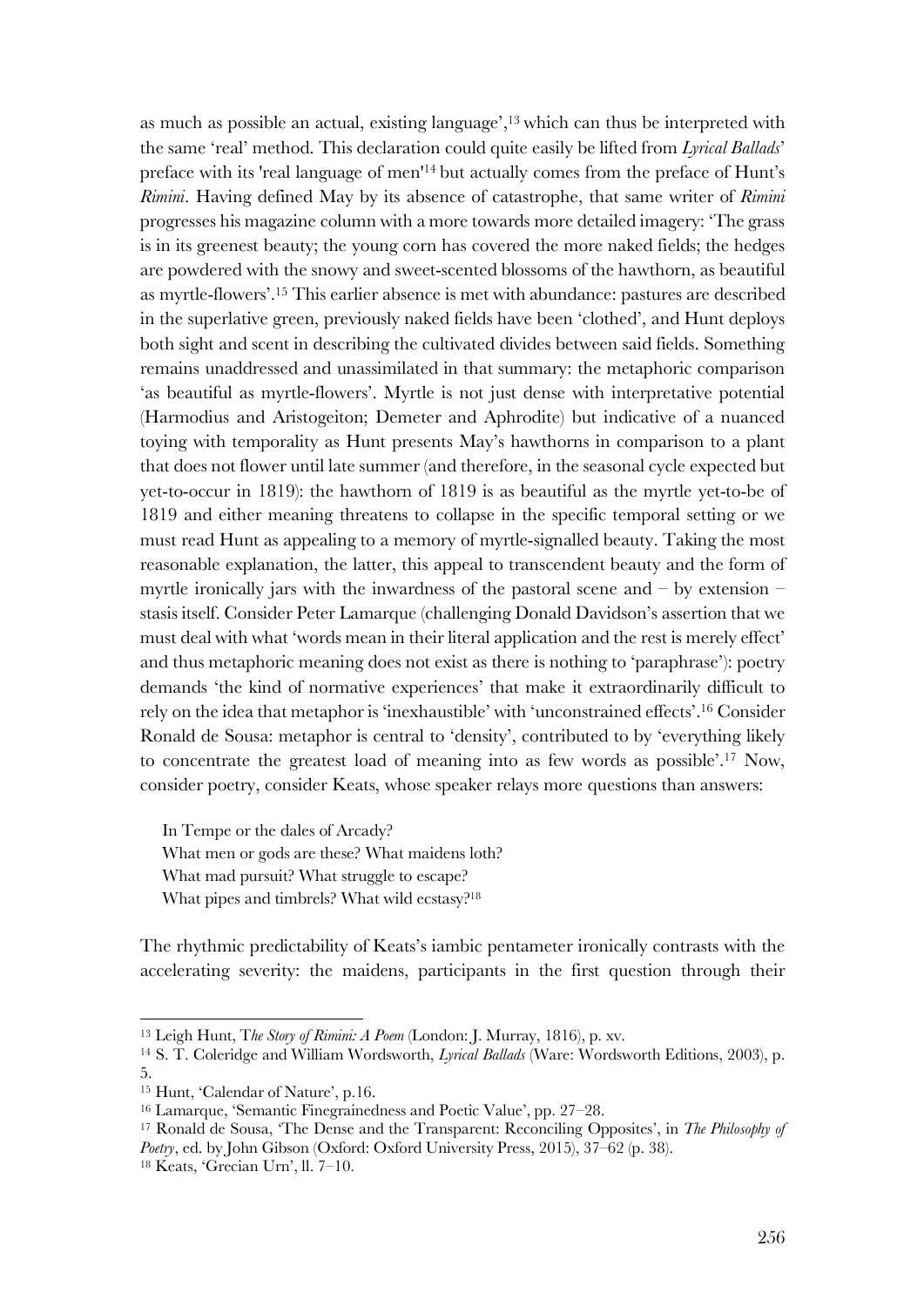as much as possible an actual, existing language',[13] which can thus be interpreted with the same 'real' method. This declaration could quite easily be lifted from *Lyrical Ballads*' preface with its 'real language of men'[14] but actually comes from the preface of Hunt's *Rimini*. Having defined May by its absence of catastrophe, that same writer of *Rimini* progresses his magazine column with a more towards more detailed imagery: 'The grass is in its greenest beauty; the young corn has covered the more naked fields; the hedges are powdered with the snowy and sweet-scented blossoms of the hawthorn, as beautiful as myrtle-flowers'.[15] This earlier absence is met with abundance: pastures are described in the superlative green, previously naked fields have been 'clothed', and Hunt deploys both sight and scent in describing the cultivated divides between said fields. Something remains unaddressed and unassimilated in that summary: the metaphoric comparison 'as beautiful as myrtle-flowers'. Myrtle is not just dense with interpretative potential (Harmodius and Aristogeiton; Demeter and Aphrodite) but indicative of a nuanced toying with temporality as Hunt presents May's hawthorns in comparison to a plant that does not flower until late summer (and therefore, in the seasonal cycle expected but yet-to-occur in 1819): the hawthorn of 1819 is as beautiful as the myrtle yet-to-be of 1819 and either meaning threatens to collapse in the specific temporal setting or we must read Hunt as appealing to a memory of myrtle-signalled beauty. Taking the most reasonable explanation, the latter, this appeal to transcendent beauty and the form of myrtle ironically jars with the inwardness of the pastoral scene and – by extension – stasis itself. Consider Peter Lamarque (challenging Donald Davidson's assertion that we must deal with what 'words mean in their literal application and the rest is merely effect' and thus metaphoric meaning does not exist as there is nothing to 'paraphrase'): poetry demands 'the kind of normative experiences' that make it extraordinarily difficult to rely on the idea that metaphor is 'inexhaustible' with 'unconstrained effects'.[16] Consider Ronald de Sousa: metaphor is central to 'density', contributed to by 'everything likely to concentrate the greatest load of meaning into as few words as possible'.[17] Now, consider poetry, consider Keats, whose speaker relays more questions than answers:

> In Tempe or the dales of Arcady?
> What men or gods are these? What maidens loth?
> What mad pursuit? What struggle to escape?
> What pipes and timbrels? What wild ecstasy?[18]

The rhythmic predictability of Keats's iambic pentameter ironically contrasts with the accelerating severity: the maidens, participants in the first question through their

---

[13] Leigh Hunt, T*he Story of Rimini: A Poem* (London: J. Murray, 1816), p. xv.

[14] S. T. Coleridge and William Wordsworth, *Lyrical Ballads* (Ware: Wordsworth Editions, 2003), p. 5.

[15] Hunt, 'Calendar of Nature', p.16.

[16] Lamarque, 'Semantic Finegrainedness and Poetic Value', pp. 27–28.

[17] Ronald de Sousa, 'The Dense and the Transparent: Reconciling Opposites', in *The Philosophy of Poetry*, ed. by John Gibson (Oxford: Oxford University Press, 2015), 37–62 (p. 38).

[18] Keats, 'Grecian Urn', ll. 7–10.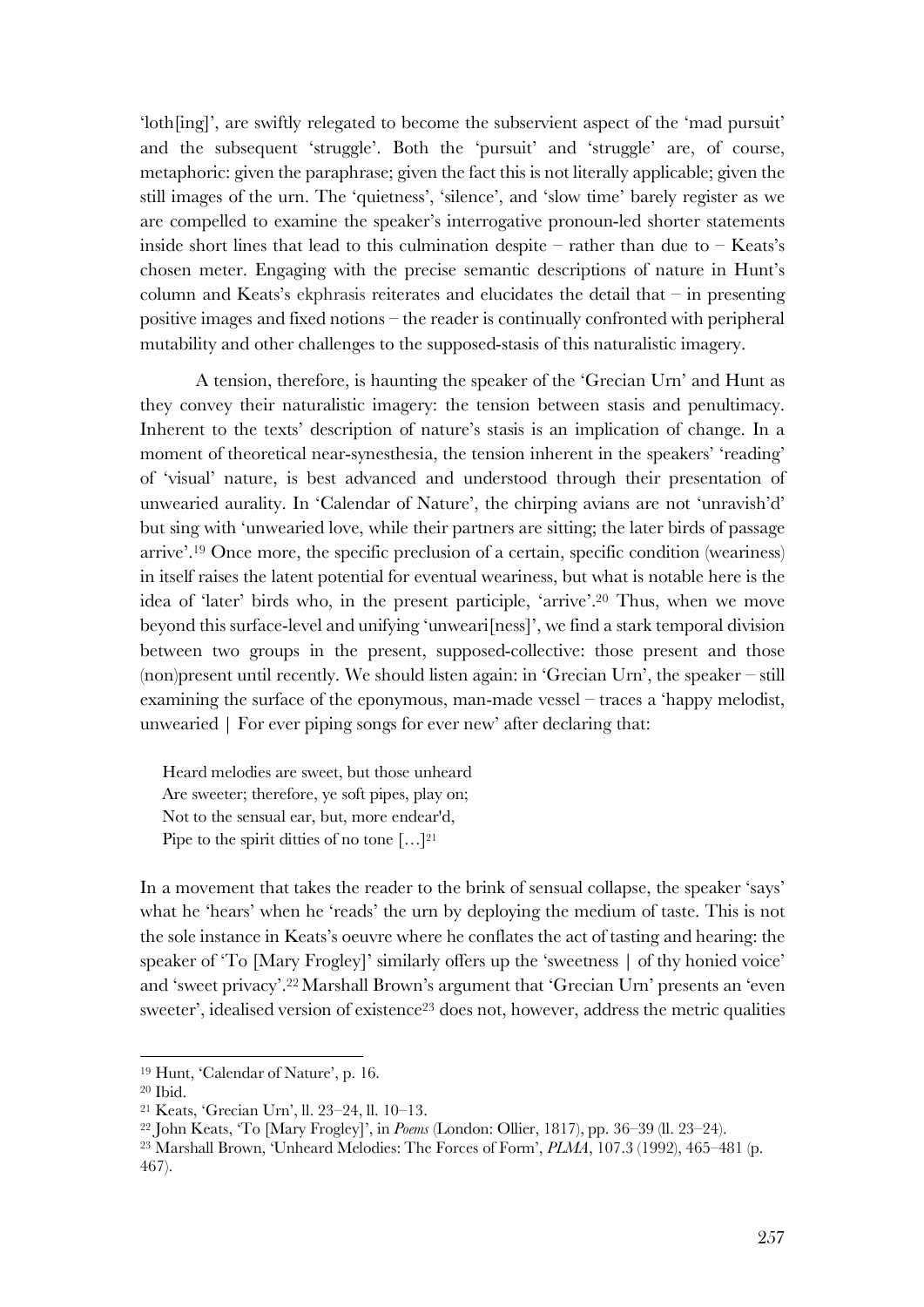'loth[ing]', are swiftly relegated to become the subservient aspect of the 'mad pursuit' and the subsequent 'struggle'. Both the 'pursuit' and 'struggle' are, of course, metaphoric: given the paraphrase; given the fact this is not literally applicable; given the still images of the urn. The 'quietness', 'silence', and 'slow time' barely register as we are compelled to examine the speaker's interrogative pronoun-led shorter statements inside short lines that lead to this culmination despite – rather than due to – Keats's chosen meter. Engaging with the precise semantic descriptions of nature in Hunt's column and Keats's ekphrasis reiterates and elucidates the detail that – in presenting positive images and fixed notions – the reader is continually confronted with peripheral mutability and other challenges to the supposed-stasis of this naturalistic imagery.

A tension, therefore, is haunting the speaker of the 'Grecian Urn' and Hunt as they convey their naturalistic imagery: the tension between stasis and penultimacy. Inherent to the texts' description of nature's stasis is an implication of change. In a moment of theoretical near-synesthesia, the tension inherent in the speakers' 'reading' of 'visual' nature, is best advanced and understood through their presentation of unwearied aurality. In 'Calendar of Nature', the chirping avians are not 'unravish'd' but sing with 'unwearied love, while their partners are sitting; the later birds of passage arrive'.[19] Once more, the specific preclusion of a certain, specific condition (weariness) in itself raises the latent potential for eventual weariness, but what is notable here is the idea of 'later' birds who, in the present participle, 'arrive'.[20] Thus, when we move beyond this surface-level and unifying 'unweari[ness]', we find a stark temporal division between two groups in the present, supposed-collective: those present and those (non)present until recently. We should listen again: in 'Grecian Urn', the speaker – still examining the surface of the eponymous, man-made vessel – traces a 'happy melodist, unwearied | For ever piping songs for ever new' after declaring that:

> Heard melodies are sweet, but those unheard
> Are sweeter; therefore, ye soft pipes, play on;
> Not to the sensual ear, but, more endear'd,
> Pipe to the spirit ditties of no tone […][21]

In a movement that takes the reader to the brink of sensual collapse, the speaker 'says' what he 'hears' when he 'reads' the urn by deploying the medium of taste. This is not the sole instance in Keats's oeuvre where he conflates the act of tasting and hearing: the speaker of 'To [Mary Frogley]' similarly offers up the 'sweetness | of thy honied voice' and 'sweet privacy'.[22] Marshall Brown's argument that 'Grecian Urn' presents an 'even sweeter', idealised version of existence[23] does not, however, address the metric qualities

---

[19] Hunt, 'Calendar of Nature', p. 16.

[20] Ibid.

[21] Keats, 'Grecian Urn', ll. 23–24, ll. 10–13.

[22] John Keats, 'To [Mary Frogley]', in *Poems* (London: Ollier, 1817), pp. 36–39 (ll. 23–24).

[23] Marshall Brown, 'Unheard Melodies: The Forces of Form', *PLMA*, 107.3 (1992), 465–481 (p. 467).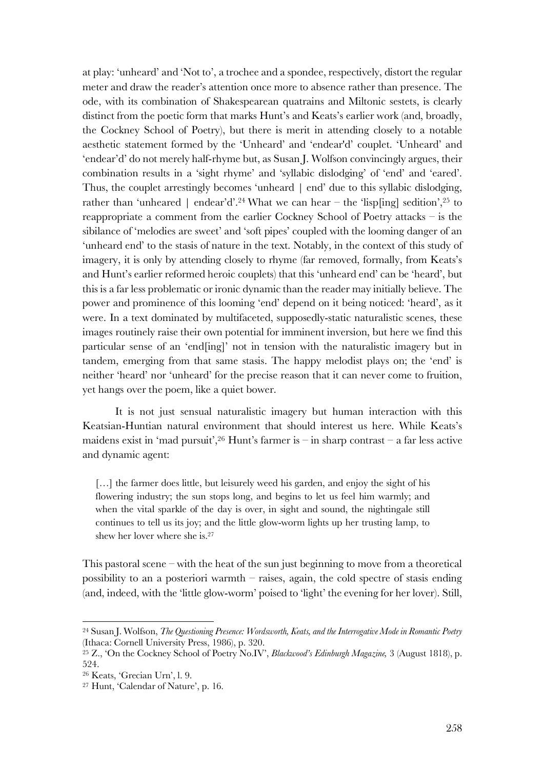at play: 'unheard' and 'Not to', a trochee and a spondee, respectively, distort the regular meter and draw the reader's attention once more to absence rather than presence. The ode, with its combination of Shakespearean quatrains and Miltonic sestets, is clearly distinct from the poetic form that marks Hunt's and Keats's earlier work (and, broadly, the Cockney School of Poetry), but there is merit in attending closely to a notable aesthetic statement formed by the 'Unheard' and 'endear'd' couplet. 'Unheard' and 'endear'd' do not merely half-rhyme but, as Susan J. Wolfson convincingly argues, their combination results in a 'sight rhyme' and 'syllabic dislodging' of 'end' and 'eared'. Thus, the couplet arrestingly becomes 'unheard | end' due to this syllabic dislodging, rather than 'unheared | endear'd'.[24] What we can hear – the 'lisp[ing] sedition',[25] to reappropriate a comment from the earlier Cockney School of Poetry attacks – is the sibilance of 'melodies are sweet' and 'soft pipes' coupled with the looming danger of an 'unheard end' to the stasis of nature in the text. Notably, in the context of this study of imagery, it is only by attending closely to rhyme (far removed, formally, from Keats's and Hunt's earlier reformed heroic couplets) that this 'unheard end' can be 'heard', but this is a far less problematic or ironic dynamic than the reader may initially believe. The power and prominence of this looming 'end' depend on it being noticed: 'heard', as it were. In a text dominated by multifaceted, supposedly-static naturalistic scenes, these images routinely raise their own potential for imminent inversion, but here we find this particular sense of an 'end[ing]' not in tension with the naturalistic imagery but in tandem, emerging from that same stasis. The happy melodist plays on; the 'end' is neither 'heard' nor 'unheard' for the precise reason that it can never come to fruition, yet hangs over the poem, like a quiet bower.

It is not just sensual naturalistic imagery but human interaction with this Keatsian-Huntian natural environment that should interest us here. While Keats's maidens exist in 'mad pursuit',[26] Hunt's farmer is – in sharp contrast – a far less active and dynamic agent:

> […] the farmer does little, but leisurely weed his garden, and enjoy the sight of his flowering industry; the sun stops long, and begins to let us feel him warmly; and when the vital sparkle of the day is over, in sight and sound, the nightingale still continues to tell us its joy; and the little glow-worm lights up her trusting lamp, to shew her lover where she is.[27]

This pastoral scene – with the heat of the sun just beginning to move from a theoretical possibility to an a posteriori warmth – raises, again, the cold spectre of stasis ending (and, indeed, with the 'little glow-worm' poised to 'light' the evening for her lover). Still,

---

[24] Susan J. Wolfson, *The Questioning Presence: Wordsworth, Keats, and the Interrogative Mode in Romantic Poetry* (Ithaca: Cornell University Press, 1986), p. 320.

[25] Z., 'On the Cockney School of Poetry No.IV', *Blackwood's Edinburgh Magazine,* 3 (August 1818), p. 524.

[26] Keats, 'Grecian Urn', l. 9.

[27] Hunt, 'Calendar of Nature', p. 16.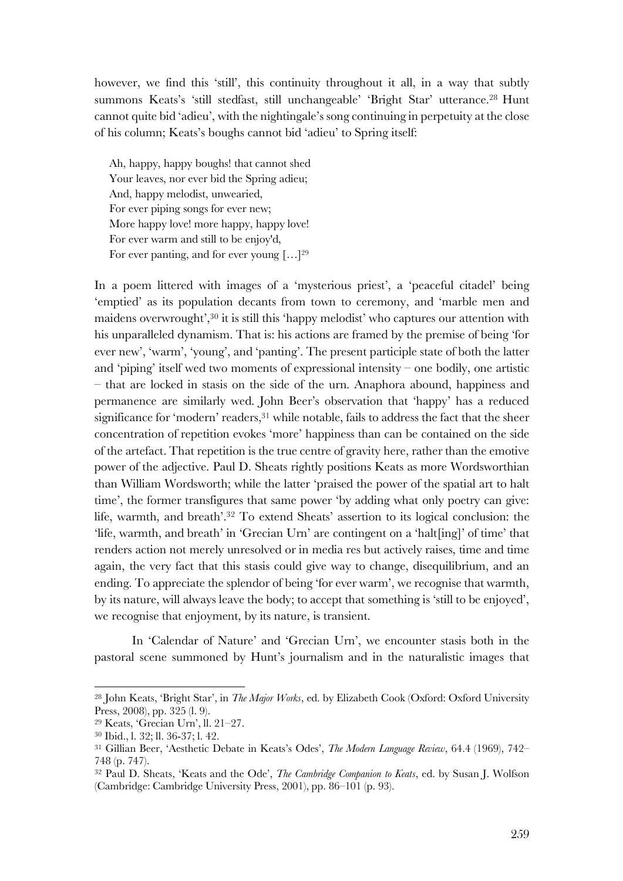however, we find this 'still', this continuity throughout it all, in a way that subtly summons Keats's 'still stedfast, still unchangeable' 'Bright Star' utterance.[28] Hunt cannot quite bid 'adieu', with the nightingale's song continuing in perpetuity at the close of his column; Keats's boughs cannot bid 'adieu' to Spring itself:

> Ah, happy, happy boughs! that cannot shed
> Your leaves, nor ever bid the Spring adieu;
> And, happy melodist, unwearied,
> For ever piping songs for ever new;
> More happy love! more happy, happy love!
> For ever warm and still to be enjoy'd,
> For ever panting, and for ever young […][29]

In a poem littered with images of a 'mysterious priest', a 'peaceful citadel' being 'emptied' as its population decants from town to ceremony, and 'marble men and maidens overwrought',[30] it is still this 'happy melodist' who captures our attention with his unparalleled dynamism. That is: his actions are framed by the premise of being 'for ever new', 'warm', 'young', and 'panting'. The present participle state of both the latter and 'piping' itself wed two moments of expressional intensity – one bodily, one artistic – that are locked in stasis on the side of the urn. Anaphora abound, happiness and permanence are similarly wed. John Beer's observation that 'happy' has a reduced significance for 'modern' readers,[31] while notable, fails to address the fact that the sheer concentration of repetition evokes 'more' happiness than can be contained on the side of the artefact. That repetition is the true centre of gravity here, rather than the emotive power of the adjective. Paul D. Sheats rightly positions Keats as more Wordsworthian than William Wordsworth; while the latter 'praised the power of the spatial art to halt time', the former transfigures that same power 'by adding what only poetry can give: life, warmth, and breath'.[32] To extend Sheats' assertion to its logical conclusion: the 'life, warmth, and breath' in 'Grecian Urn' are contingent on a 'halt[ing]' of time' that renders action not merely unresolved or in media res but actively raises, time and time again, the very fact that this stasis could give way to change, disequilibrium, and an ending. To appreciate the splendor of being 'for ever warm', we recognise that warmth, by its nature, will always leave the body; to accept that something is 'still to be enjoyed', we recognise that enjoyment, by its nature, is transient.

In 'Calendar of Nature' and 'Grecian Urn', we encounter stasis both in the pastoral scene summoned by Hunt's journalism and in the naturalistic images that

---

[28] John Keats, 'Bright Star', in *The Major Works*, ed. by Elizabeth Cook (Oxford: Oxford University Press, 2008), pp. 325 (l. 9).

[29] Keats, 'Grecian Urn', ll. 21–27.

[30] Ibid., l. 32; ll. 36-37; l. 42.

[31] Gillian Beer, 'Aesthetic Debate in Keats's Odes', *The Modern Language Review*, 64.4 (1969), 742–748 (p. 747).

[32] Paul D. Sheats, 'Keats and the Ode', *The Cambridge Companion to Keats*, ed. by Susan J. Wolfson (Cambridge: Cambridge University Press, 2001), pp. 86–101 (p. 93).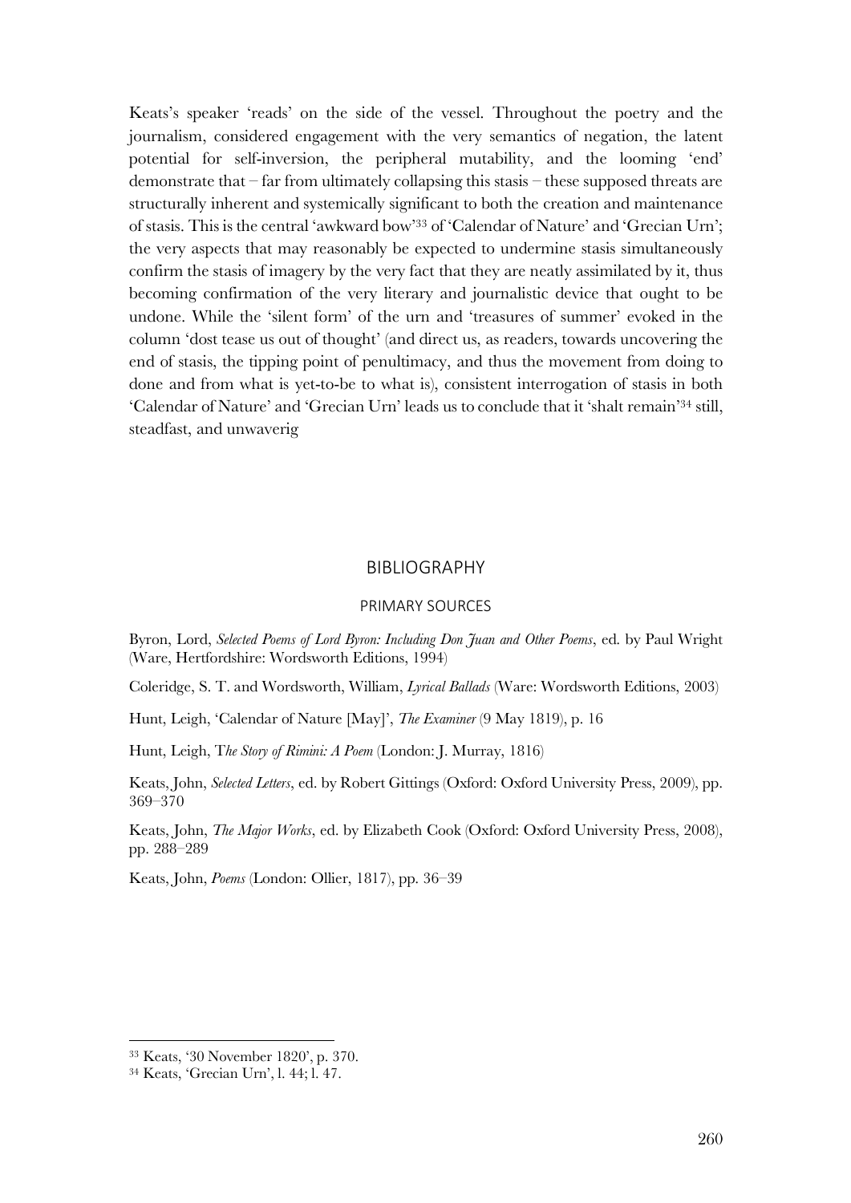Keats's speaker 'reads' on the side of the vessel. Throughout the poetry and the journalism, considered engagement with the very semantics of negation, the latent potential for self-inversion, the peripheral mutability, and the looming 'end' demonstrate that – far from ultimately collapsing this stasis – these supposed threats are structurally inherent and systemically significant to both the creation and maintenance of stasis. This is the central 'awkward bow'[33] of 'Calendar of Nature' and 'Grecian Urn'; the very aspects that may reasonably be expected to undermine stasis simultaneously confirm the stasis of imagery by the very fact that they are neatly assimilated by it, thus becoming confirmation of the very literary and journalistic device that ought to be undone. While the 'silent form' of the urn and 'treasures of summer' evoked in the column 'dost tease us out of thought' (and direct us, as readers, towards uncovering the end of stasis, the tipping point of penultimacy, and thus the movement from doing to done and from what is yet-to-be to what is), consistent interrogation of stasis in both 'Calendar of Nature' and 'Grecian Urn' leads us to conclude that it 'shalt remain'[34] still, steadfast, and unwaverig

## BIBLIOGRAPHY

### PRIMARY SOURCES

Byron, Lord, *Selected Poems of Lord Byron: Including Don Juan and Other Poems*, ed. by Paul Wright (Ware, Hertfordshire: Wordsworth Editions, 1994)

Coleridge, S. T. and Wordsworth, William, *Lyrical Ballads* (Ware: Wordsworth Editions, 2003)

Hunt, Leigh, 'Calendar of Nature [May]', *The Examiner* (9 May 1819), p. 16

Hunt, Leigh, T*he Story of Rimini: A Poem* (London: J. Murray, 1816)

Keats, John, *Selected Letters*, ed. by Robert Gittings (Oxford: Oxford University Press, 2009), pp. 369–370

Keats, John, *The Major Works*, ed. by Elizabeth Cook (Oxford: Oxford University Press, 2008), pp. 288–289

Keats, John, *Poems* (London: Ollier, 1817), pp. 36–39

---

[33] Keats, '30 November 1820', p. 370.

[34] Keats, 'Grecian Urn', l. 44; l. 47.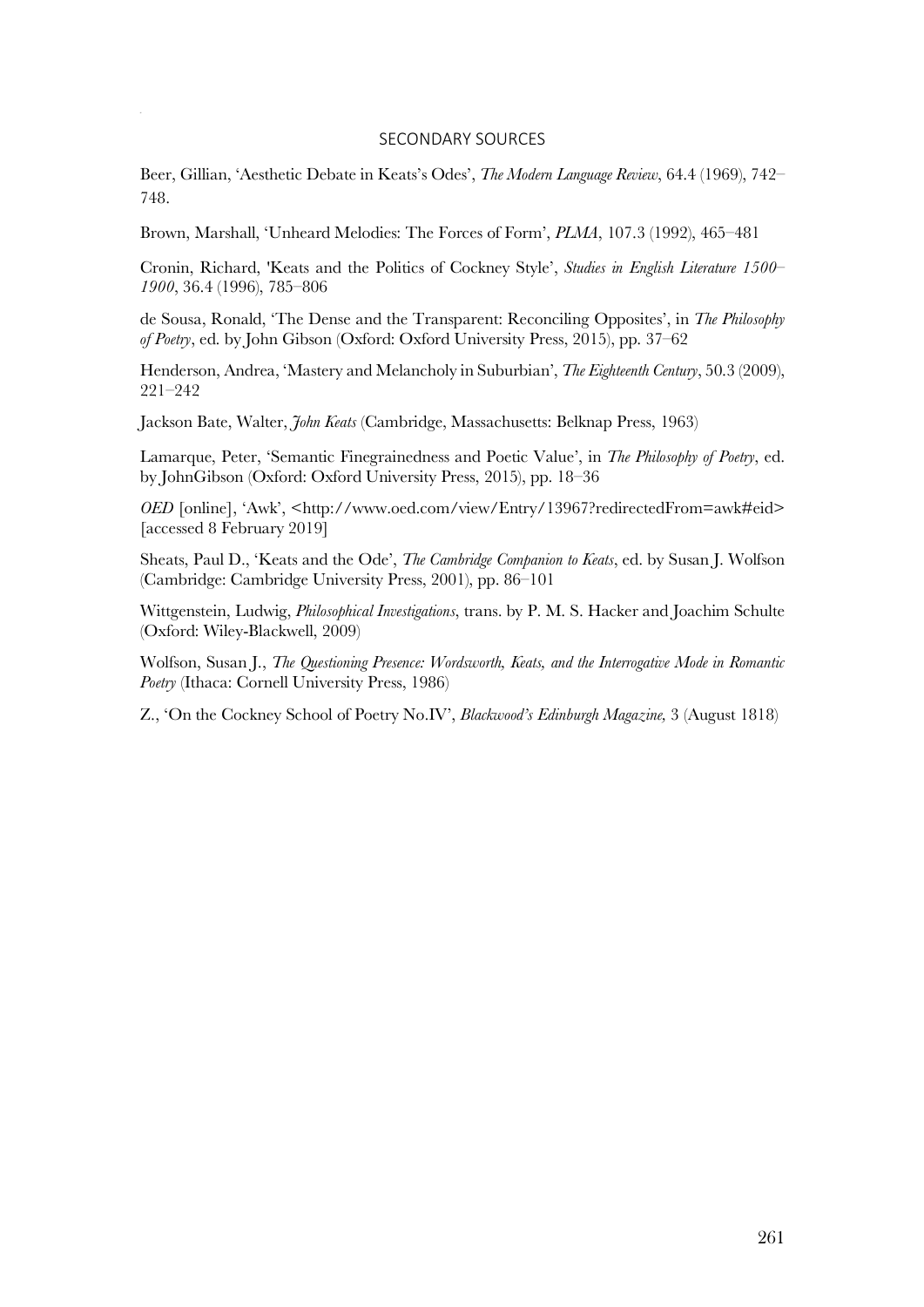## SECONDARY SOURCES

Beer, Gillian, 'Aesthetic Debate in Keats's Odes', *The Modern Language Review*, 64.4 (1969), 742–748.

Brown, Marshall, 'Unheard Melodies: The Forces of Form', *PLMA*, 107.3 (1992), 465–481

Cronin, Richard, 'Keats and the Politics of Cockney Style', *Studies in English Literature 1500–1900*, 36.4 (1996), 785–806

de Sousa, Ronald, 'The Dense and the Transparent: Reconciling Opposites', in *The Philosophy of Poetry*, ed. by John Gibson (Oxford: Oxford University Press, 2015), pp. 37–62

Henderson, Andrea, 'Mastery and Melancholy in Suburbian', *The Eighteenth Century*, 50.3 (2009), 221–242

Jackson Bate, Walter, *John Keats* (Cambridge, Massachusetts: Belknap Press, 1963)

Lamarque, Peter, 'Semantic Finegrainedness and Poetic Value', in *The Philosophy of Poetry*, ed. by JohnGibson (Oxford: Oxford University Press, 2015), pp. 18–36

*OED* [online], 'Awk', <http://www.oed.com/view/Entry/13967?redirectedFrom=awk#eid> [accessed 8 February 2019]

Sheats, Paul D., 'Keats and the Ode', *The Cambridge Companion to Keats*, ed. by Susan J. Wolfson (Cambridge: Cambridge University Press, 2001), pp. 86–101

Wittgenstein, Ludwig, *Philosophical Investigations*, trans. by P. M. S. Hacker and Joachim Schulte (Oxford: Wiley-Blackwell, 2009)

Wolfson, Susan J., *The Questioning Presence: Wordsworth, Keats, and the Interrogative Mode in Romantic Poetry* (Ithaca: Cornell University Press, 1986)

Z., 'On the Cockney School of Poetry No.IV', *Blackwood's Edinburgh Magazine,* 3 (August 1818)